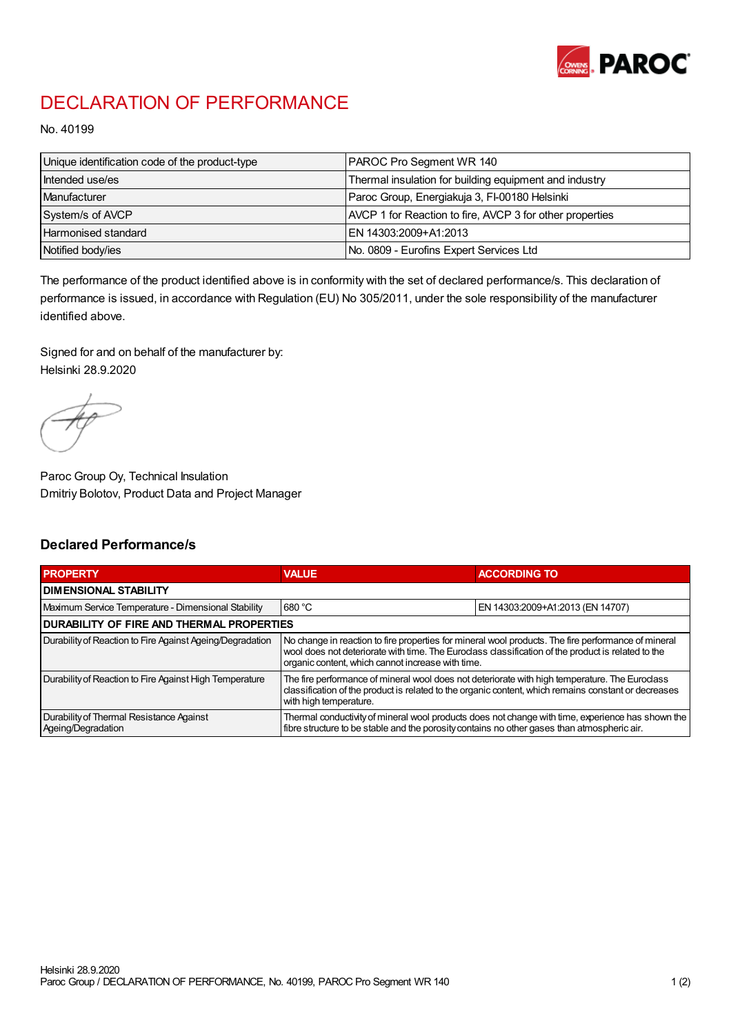# DECLARATION OF PERFORMANCE

No. 40199

| Unique identification code of the product-type | PAROC Pro Segment WR 140 |
|---|---|
| Intended use/es | Thermal insulation for building equipment and industry |
| Manufacturer | Paroc Group, Energiakuja 3, FI-00180 Helsinki |
| System/s of AVCP | AVCP 1 for Reaction to fire, AVCP 3 for other properties |
| Harmonised standard | EN 14303:2009+A1:2013 |
| Notified body/ies | No. 0809 - Eurofins Expert Services Ltd |

The performance of the product identified above is in conformity with the set of declared performance/s. This declaration of performance is issued, in accordance with Regulation (EU) No 305/2011, under the sole responsibility of the manufacturer identified above.

Signed for and on behalf of the manufacturer by:
Helsinki 28.9.2020

Paroc Group Oy, Technical Insulation
Dmitriy Bolotov, Product Data and Project Manager

## Declared Performance/s

| PROPERTY | VALUE | ACCORDING TO |
|---|---|---|
| **DIMENSIONAL STABILITY** | | |
| Maximum Service Temperature - Dimensional Stability | 680 °C | EN 14303:2009+A1:2013 (EN 14707) |
| **DURABILITY OF FIRE AND THERMAL PROPERTIES** | | |
| Durability of Reaction to Fire Against Ageing/Degradation | No change in reaction to fire properties for mineral wool products. The fire performance of mineral wool does not deteriorate with time. The Euroclass classification of the product is related to the organic content, which cannot increase with time. | |
| Durability of Reaction to Fire Against High Temperature | The fire performance of mineral wool does not deteriorate with high temperature. The Euroclass classification of the product is related to the organic content, which remains constant or decreases with high temperature. | |
| Durability of Thermal Resistance Against Ageing/Degradation | Thermal conductivity of mineral wool products does not change with time, experience has shown the fibre structure to be stable and the porosity contains no other gases than atmospheric air. | |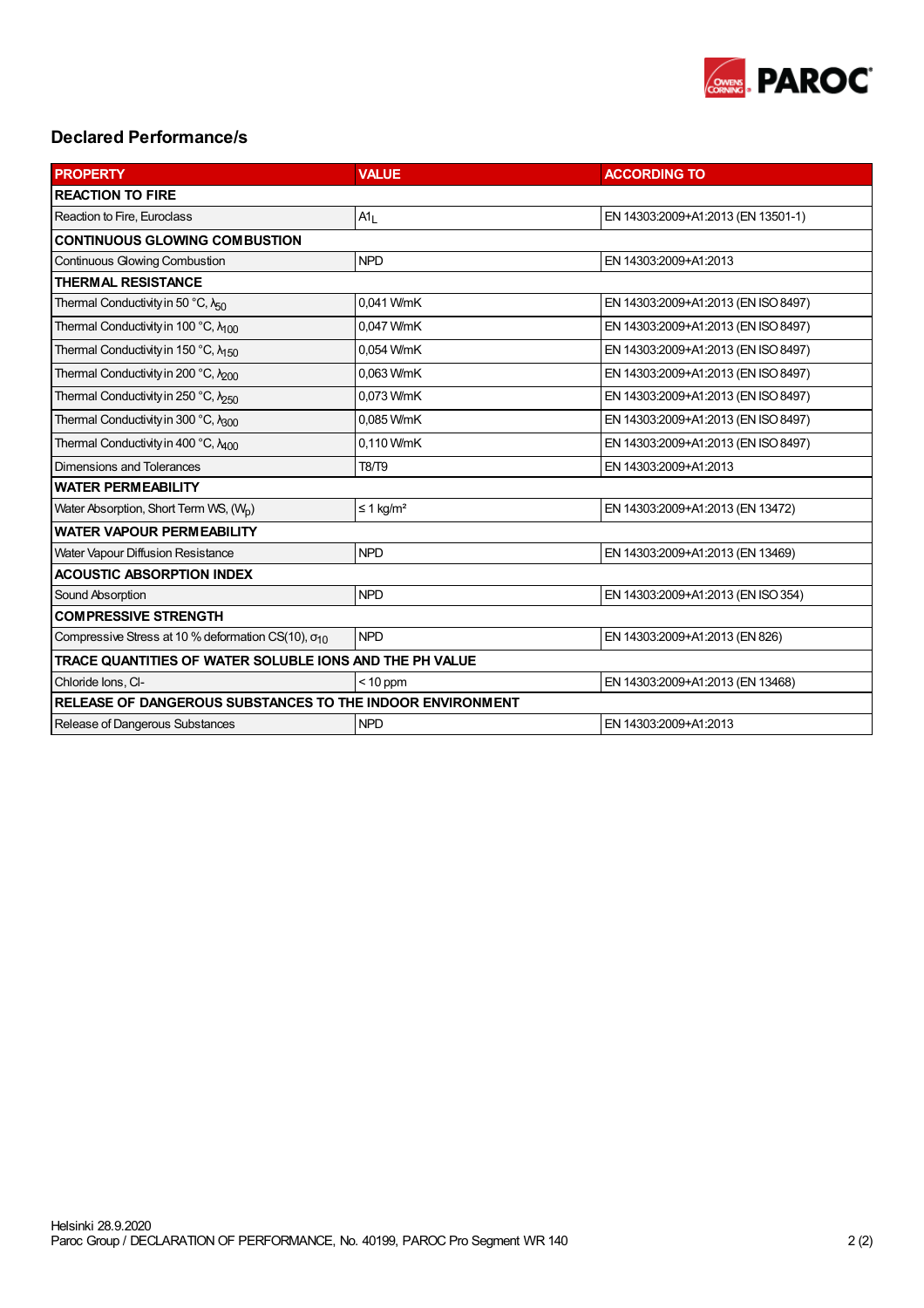## Declared Performance/s

| PROPERTY | VALUE | ACCORDING TO |
|---|---|---|
| **REACTION TO FIRE** | | |
| Reaction to Fire, Euroclass | $A1_L$ | EN 14303:2009+A1:2013 (EN 13501-1) |
| **CONTINUOUS GLOWING COMBUSTION** | | |
| Continuous Glowing Combustion | NPD | EN 14303:2009+A1:2013 |
| **THERMAL RESISTANCE** | | |
| Thermal Conductivity in 50 °C, $\lambda_{50}$ | 0,041 W/mK | EN 14303:2009+A1:2013 (EN ISO 8497) |
| Thermal Conductivity in 100 °C, $\lambda_{100}$ | 0,047 W/mK | EN 14303:2009+A1:2013 (EN ISO 8497) |
| Thermal Conductivity in 150 °C, $\lambda_{150}$ | 0,054 W/mK | EN 14303:2009+A1:2013 (EN ISO 8497) |
| Thermal Conductivity in 200 °C, $\lambda_{200}$ | 0,063 W/mK | EN 14303:2009+A1:2013 (EN ISO 8497) |
| Thermal Conductivity in 250 °C, $\lambda_{250}$ | 0,073 W/mK | EN 14303:2009+A1:2013 (EN ISO 8497) |
| Thermal Conductivity in 300 °C, $\lambda_{300}$ | 0,085 W/mK | EN 14303:2009+A1:2013 (EN ISO 8497) |
| Thermal Conductivity in 400 °C, $\lambda_{400}$ | 0,110 W/mK | EN 14303:2009+A1:2013 (EN ISO 8497) |
| Dimensions and Tolerances | T8/T9 | EN 14303:2009+A1:2013 |
| **WATER PERMEABILITY** | | |
| Water Absorption, Short Term WS, ($W_p$) | ≤ 1 kg/m² | EN 14303:2009+A1:2013 (EN 13472) |
| **WATER VAPOUR PERMEABILITY** | | |
| Water Vapour Diffusion Resistance | NPD | EN 14303:2009+A1:2013 (EN 13469) |
| **ACOUSTIC ABSORPTION INDEX** | | |
| Sound Absorption | NPD | EN 14303:2009+A1:2013 (EN ISO 354) |
| **COMPRESSIVE STRENGTH** | | |
| Compressive Stress at 10 % deformation CS(10), $\sigma_{10}$ | NPD | EN 14303:2009+A1:2013 (EN 826) |
| **TRACE QUANTITIES OF WATER SOLUBLE IONS AND THE PH VALUE** | | |
| Chloride Ions, Cl- | < 10 ppm | EN 14303:2009+A1:2013 (EN 13468) |
| **RELEASE OF DANGEROUS SUBSTANCES TO THE INDOOR ENVIRONMENT** | | |
| Release of Dangerous Substances | NPD | EN 14303:2009+A1:2013 |

Helsinki 28.9.2020
Paroc Group / DECLARATION OF PERFORMANCE, No. 40199, PAROC Pro Segment WR 140